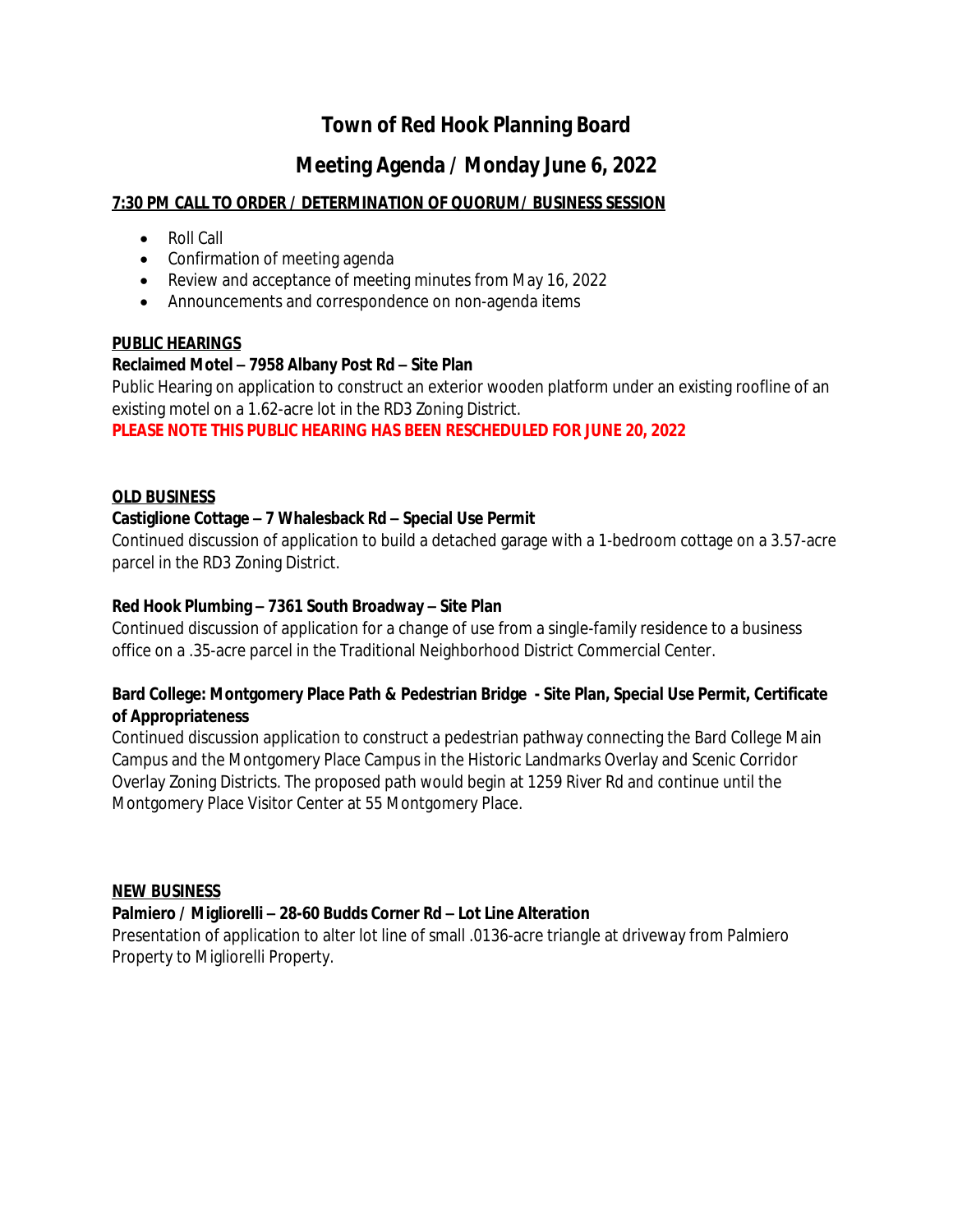# Town of Red Hook Planning Board

## Meeting Agenda / Monday June 6, 2022

**7:30 PM CALL TO ORDER / DETERMINATION OF QUORUM/ BUSINESS SESSION**

- Roll Call
- Confirmation of meeting agenda
- Review and acceptance of meeting minutes from May 16, 2022
- Announcements and correspondence on non-agenda items

**PUBLIC HEARINGS**

**Reclaimed Motel – 7958 Albany Post Rd – Site Plan**

Public Hearing on application to construct an exterior wooden platform under an existing roofline of an existing motel on a 1.62-acre lot in the RD3 Zoning District.

**PLEASE NOTE THIS PUBLIC HEARING HAS BEEN RESCHEDULED FOR JUNE 20, 2022**

**OLD BUSINESS**

**Castiglione Cottage – 7 Whalesback Rd – Special Use Permit**

Continued discussion of application to build a detached garage with a 1-bedroom cottage on a 3.57-acre parcel in the RD3 Zoning District.

**Red Hook Plumbing – 7361 South Broadway – Site Plan**

Continued discussion of application for a change of use from a single-family residence to a business office on a .35-acre parcel in the Traditional Neighborhood District Commercial Center.

**Bard College: Montgomery Place Path & Pedestrian Bridge - Site Plan, Special Use Permit, Certificate of Appropriateness**

Continued discussion application to construct a pedestrian pathway connecting the Bard College Main Campus and the Montgomery Place Campus in the Historic Landmarks Overlay and Scenic Corridor Overlay Zoning Districts. The proposed path would begin at 1259 River Rd and continue until the Montgomery Place Visitor Center at 55 Montgomery Place.

**NEW BUSINESS**

**Palmiero / Migliorelli – 28-60 Budds Corner Rd – Lot Line Alteration**

Presentation of application to alter lot line of small .0136-acre triangle at driveway from Palmiero Property to Migliorelli Property.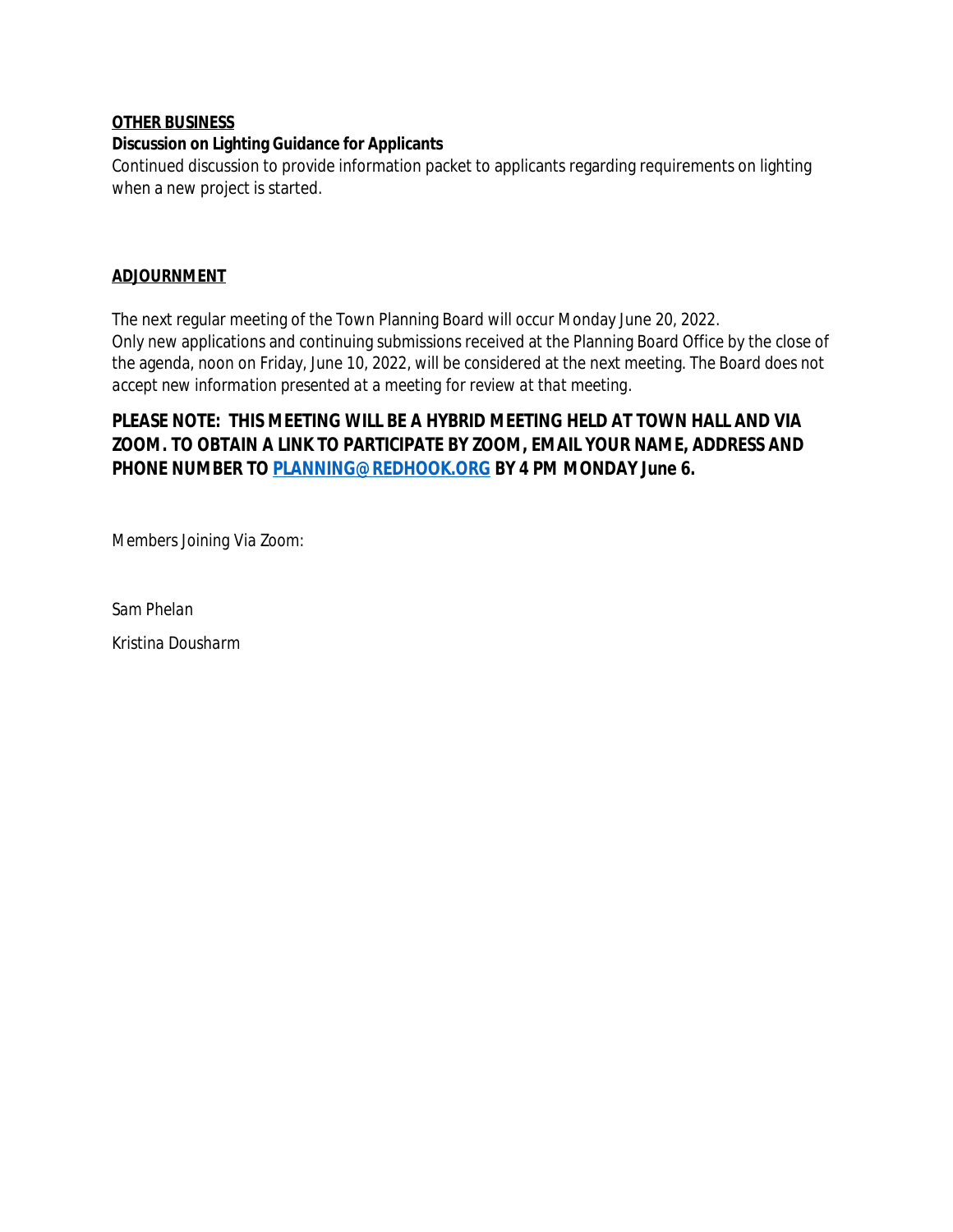**OTHER BUSINESS**

**Discussion on Lighting Guidance for Applicants**

Continued discussion to provide information packet to applicants regarding requirements on lighting when a new project is started.

**ADJOURNMENT**

The next regular meeting of the Town Planning Board will occur Monday June 20, 2022.
Only new applications and continuing submissions received at the Planning Board Office by the close of the agenda, noon on Friday, June 10, 2022, will be considered at the next meeting. *The Board does not accept new information presented at a meeting for review at that meeting.*

**PLEASE NOTE: THIS MEETING WILL BE A HYBRID MEETING HELD AT TOWN HALL AND VIA ZOOM. TO OBTAIN A LINK TO PARTICIPATE BY ZOOM, EMAIL YOUR NAME, ADDRESS AND PHONE NUMBER TO [PLANNING@REDHOOK.ORG](mailto:PLANNING@REDHOOK.ORG) BY 4 PM MONDAY June 6.**

*Members Joining Via Zoom:*

*Sam Phelan*

*Kristina Dousharm*